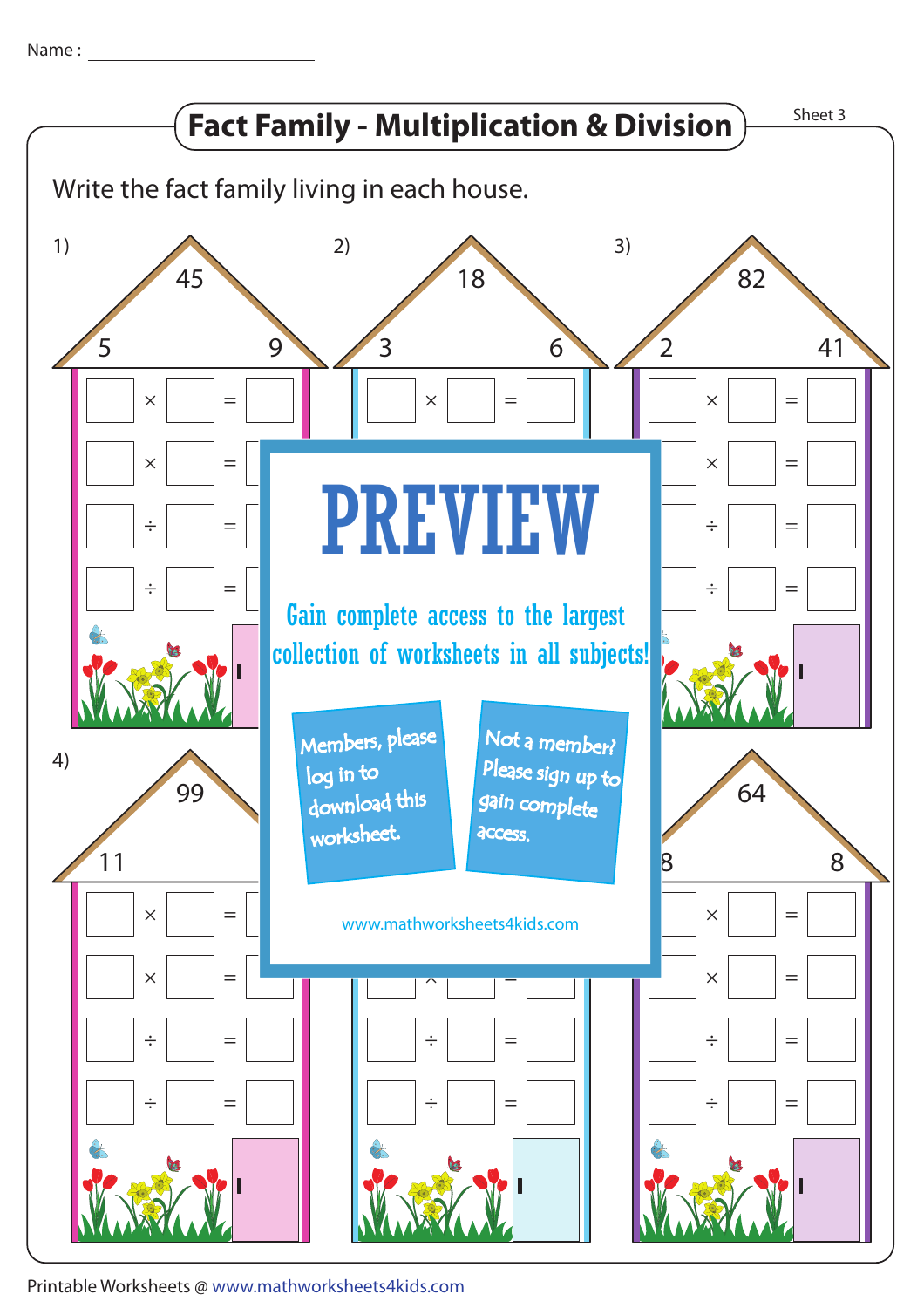Name : ______________________

# Fact Family - Multiplication & Division

Sheet 3

Write the fact family living in each house.

1) 45, 5, 9

$\square \times \square = \square$

$\square \times \square = \square$

$\square \div \square = \square$

$\square \div \square = \square$

2) 18, 3, 6

$\square \times \square = \square$

3) 82, 2, 41

$\square \times \square = \square$

$\square \times \square = \square$

$\square \div \square = \square$

$\square \div \square = \square$

4) 99, 11

$\square \times \square = \square$

$\square \times \square = \square$

$\square \div \square = \square$

$\square \div \square = \square$

5)

$\square \div \square = \square$

$\square \div \square = \square$

6) 64, 8, 8

$\square \times \square = \square$

$\square \times \square = \square$

$\square \div \square = \square$

$\square \div \square = \square$

PREVIEW

Gain complete access to the largest collection of worksheets in all subjects!

Members, please log in to download this worksheet.

Not a member? Please sign up to gain complete access.

www.mathworksheets4kids.com

Printable Worksheets @ www.mathworksheets4kids.com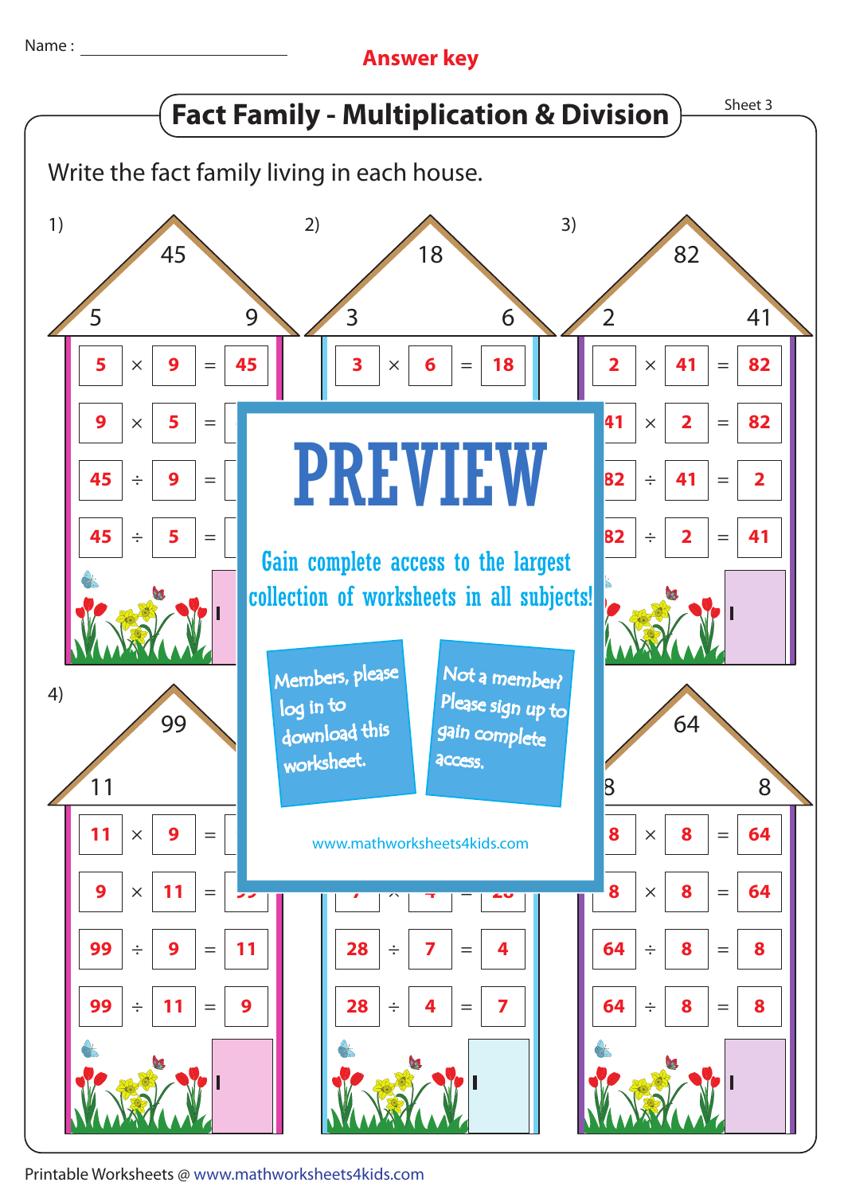Name : ____________________

**Answer key**

# Fact Family - Multiplication & Division

Sheet 3

Write the fact family living in each house.

1) 45, 5, 9

| | | | | |
|---|---|---|---|---|
| 5 | × | 9 | = | 45 |
| 9 | × | 5 | = | |
| 45 | ÷ | 9 | = | |
| 45 | ÷ | 5 | = | |

2) 18, 3, 6

| | | | | |
|---|---|---|---|---|
| 3 | × | 6 | = | 18 |

3) 82, 2, 41

| | | | | |
|---|---|---|---|---|
| 2 | × | 41 | = | 82 |
| 41 | × | 2 | = | 82 |
| 82 | ÷ | 41 | = | 2 |
| 82 | ÷ | 2 | = | 41 |

4) 99, 11

| | | | | |
|---|---|---|---|---|
| 11 | × | 9 | = | |
| 9 | × | 11 | = | 99 |
| 99 | ÷ | 9 | = | 11 |
| 99 | ÷ | 11 | = | 9 |

5)

| | | | | |
|---|---|---|---|---|
| 7 | × | 4 | = | 28 |
| 28 | ÷ | 7 | = | 4 |
| 28 | ÷ | 4 | = | 7 |

6) 64, 8, 8

| | | | | |
|---|---|---|---|---|
| 8 | × | 8 | = | 64 |
| 8 | × | 8 | = | 64 |
| 64 | ÷ | 8 | = | 8 |
| 64 | ÷ | 8 | = | 8 |

PREVIEW

Gain complete access to the largest collection of worksheets in all subjects!

Members, please log in to download this worksheet.

Not a member? Please sign up to gain complete access.

www.mathworksheets4kids.com

Printable Worksheets @ www.mathworksheets4kids.com